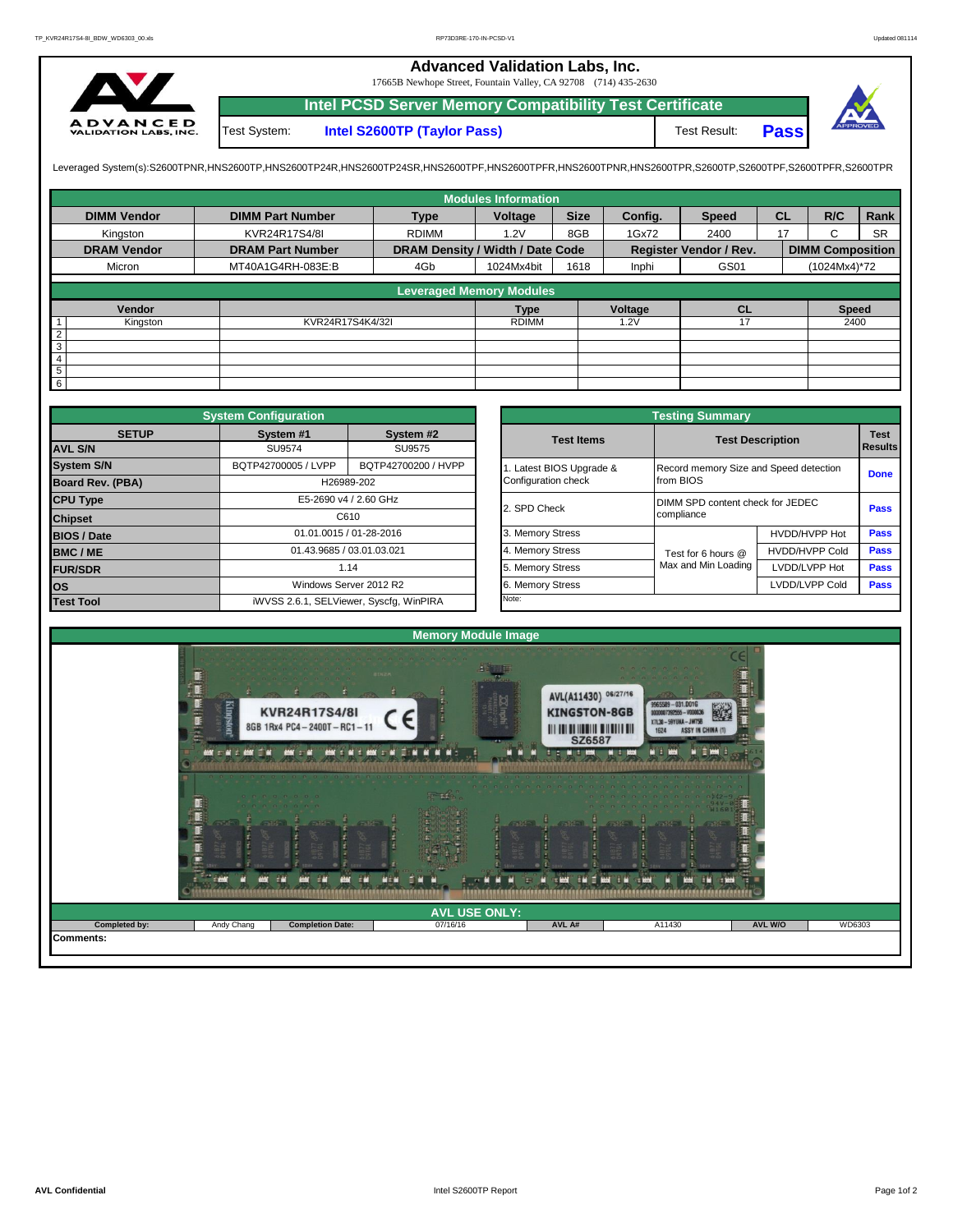# Advanced Validation Labs, Inc.

17665B Newhope Street, Fountain Valley, CA 92708 (714) 435-2630

## Intel PCSD Server Memory Compatibility Test Certificate

| Test System: | Intel S2600TP (Taylor Pass) | Test Result: | Pass |
|---|---|---|---|

Leveraged System(s):S2600TPNR,HNS2600TP,HNS2600TP24R,HNS2600TP24SR,HNS2600TPF,HNS2600TPFR,HNS2600TPNR,HNS2600TPR,S2600TP,S2600TPF,S2600TPFR,S2600TPR

### Modules Information

| DIMM Vendor | DIMM Part Number | Type | Voltage | Size | Config. | Speed | CL | R/C | Rank |
|---|---|---|---|---|---|---|---|---|---|
| Kingston | KVR24R17S4/8I | RDIMM | 1.2V | 8GB | 1Gx72 | 2400 | 17 | C | SR |
| **DRAM Vendor** | **DRAM Part Number** | **DRAM Density / Width / Date Code** | | | **Register Vendor / Rev.** | | **DIMM Composition** | | |
| Micron | MT40A1G4RH-083E:B | 4Gb | 1024Mx4bit | 1618 | Inphi | GS01 | (1024Mx4)*72 | | |

### Leveraged Memory Modules

| | Vendor | | Type | Voltage | CL | Speed |
|---|---|---|---|---|---|---|
| 1 | Kingston | KVR24R17S4K4/32I | RDIMM | 1.2V | 17 | 2400 |
| 2 | | | | | | |
| 3 | | | | | | |
| 4 | | | | | | |
| 5 | | | | | | |
| 6 | | | | | | |

### System Configuration

| SETUP | System #1 | System #2 |
|---|---|---|
| AVL S/N | SU9574 | SU9575 |
| System S/N | BQTP42700005 / LVPP | BQTP42700200 / HVPP |
| Board Rev. (PBA) | H26989-202 | |
| CPU Type | E5-2690 v4 / 2.60 GHz | |
| Chipset | C610 | |
| BIOS / Date | 01.01.0015 / 01-28-2016 | |
| BMC / ME | 01.43.9685 / 03.01.03.021 | |
| FUR/SDR | 1.14 | |
| OS | Windows Server 2012 R2 | |
| Test Tool | iWVSS 2.6.1, SELViewer, Syscfg, WinPIRA | |

### Testing Summary

| Test Items | Test Description | | Test Results |
|---|---|---|---|
| 1. Latest BIOS Upgrade & Configuration check | Record memory Size and Speed detection from BIOS | | Done |
| 2. SPD Check | DIMM SPD content check for JEDEC compliance | | Pass |
| 3. Memory Stress | Test for 6 hours @ Max and Min Loading | HVDD/HVPP Hot | Pass |
| 4. Memory Stress | | HVDD/HVPP Cold | Pass |
| 5. Memory Stress | | LVDD/LVPP Hot | Pass |
| 6. Memory Stress | | LVDD/LVPP Cold | Pass |

Note:

### Memory Module Image

### AVL USE ONLY:

| Completed by: | Andy Chang | Completion Date: | 07/16/16 | AVL A# | A11430 | AVL W/O | WD6303 |
|---|---|---|---|---|---|---|---|

Comments: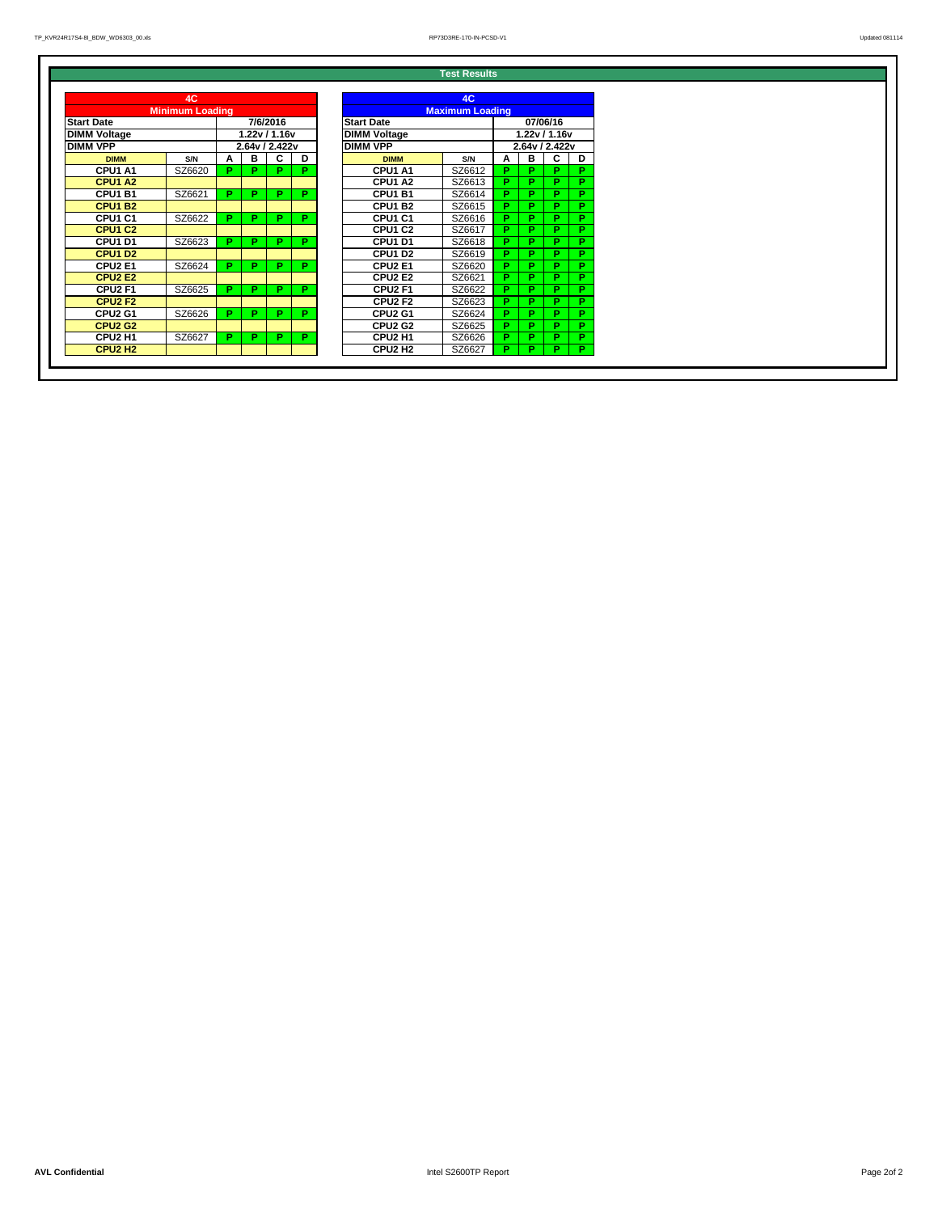## Test Results

| 4C Minimum Loading | | | | | |
|---|---|---|---|---|---|
| Start Date | | 7/6/2016 | | | |
| DIMM Voltage | | 1.22v / 1.16v | | | |
| DIMM VPP | | 2.64v / 2.422v | | | |
| **DIMM** | **S/N** | **A** | **B** | **C** | **D** |
| CPU1 A1 | SZ6620 | P | P | P | P |
| CPU1 A2 | | | | | |
| CPU1 B1 | SZ6621 | P | P | P | P |
| CPU1 B2 | | | | | |
| CPU1 C1 | SZ6622 | P | P | P | P |
| CPU1 C2 | | | | | |
| CPU1 D1 | SZ6623 | P | P | P | P |
| CPU1 D2 | | | | | |
| CPU2 E1 | SZ6624 | P | P | P | P |
| CPU2 E2 | | | | | |
| CPU2 F1 | SZ6625 | P | P | P | P |
| CPU2 F2 | | | | | |
| CPU2 G1 | SZ6626 | P | P | P | P |
| CPU2 G2 | | | | | |
| CPU2 H1 | SZ6627 | P | P | P | P |
| CPU2 H2 | | | | | |

| 4C Maximum Loading | | | | | |
|---|---|---|---|---|---|
| Start Date | | 07/06/16 | | | |
| DIMM Voltage | | 1.22v / 1.16v | | | |
| DIMM VPP | | 2.64v / 2.422v | | | |
| **DIMM** | **S/N** | **A** | **B** | **C** | **D** |
| CPU1 A1 | SZ6612 | P | P | P | P |
| CPU1 A2 | SZ6613 | P | P | P | P |
| CPU1 B1 | SZ6614 | P | P | P | P |
| CPU1 B2 | SZ6615 | P | P | P | P |
| CPU1 C1 | SZ6616 | P | P | P | P |
| CPU1 C2 | SZ6617 | P | P | P | P |
| CPU1 D1 | SZ6618 | P | P | P | P |
| CPU1 D2 | SZ6619 | P | P | P | P |
| CPU2 E1 | SZ6620 | P | P | P | P |
| CPU2 E2 | SZ6621 | P | P | P | P |
| CPU2 F1 | SZ6622 | P | P | P | P |
| CPU2 F2 | SZ6623 | P | P | P | P |
| CPU2 G1 | SZ6624 | P | P | P | P |
| CPU2 G2 | SZ6625 | P | P | P | P |
| CPU2 H1 | SZ6626 | P | P | P | P |
| CPU2 H2 | SZ6627 | P | P | P | P |